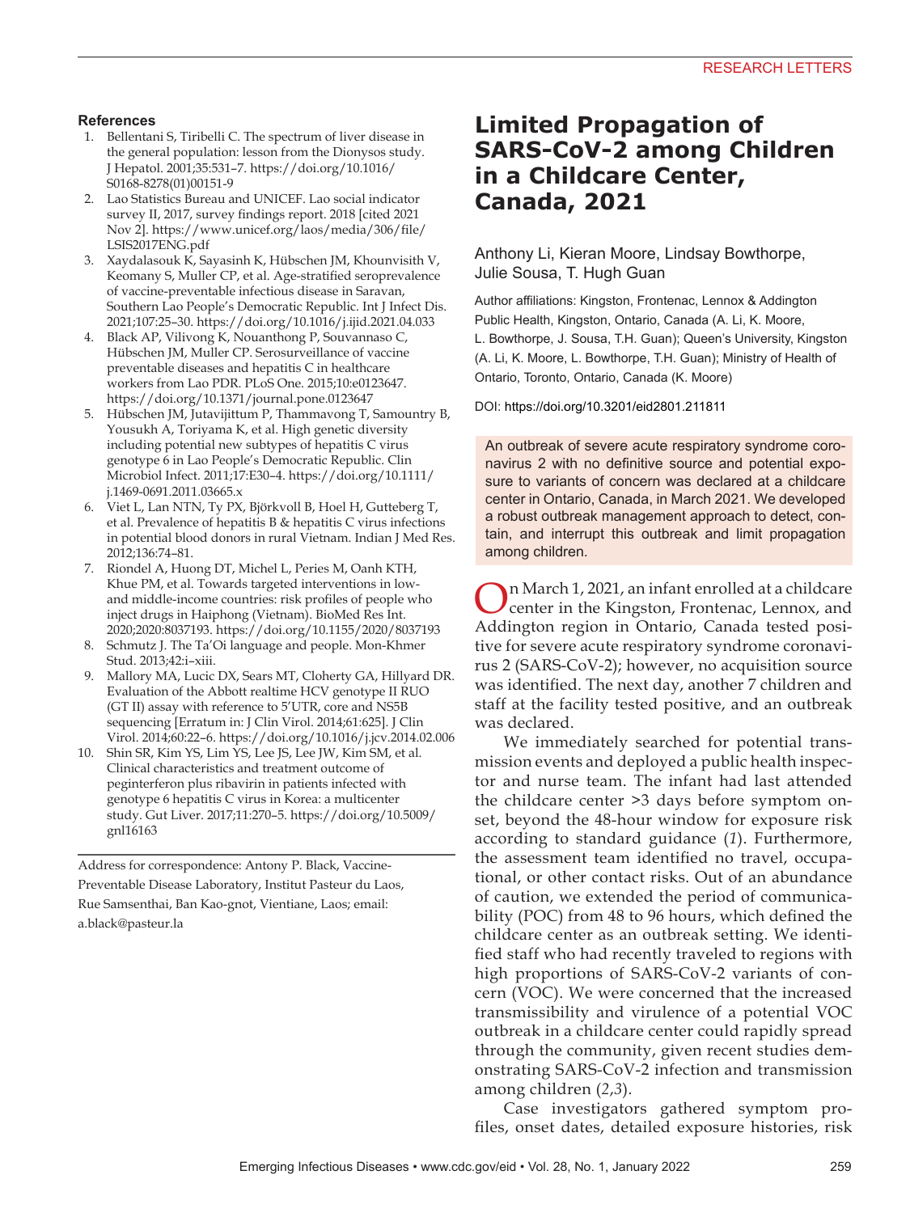## References

1. Bellentani S, Tiribelli C. The spectrum of liver disease in the general population: lesson from the Dionysos study. J Hepatol. 2001;35:531–7. https://doi.org/10.1016/S0168-8278(01)00151-9
2. Lao Statistics Bureau and UNICEF. Lao social indicator survey II, 2017, survey findings report. 2018 [cited 2021 Nov 2]. https://www.unicef.org/laos/media/306/file/LSIS2017ENG.pdf
3. Xaydalasouk K, Sayasinh K, Hübschen JM, Khounvisith V, Keomany S, Muller CP, et al. Age-stratified seroprevalence of vaccine-preventable infectious disease in Saravan, Southern Lao People's Democratic Republic. Int J Infect Dis. 2021;107:25–30. https://doi.org/10.1016/j.ijid.2021.04.033
4. Black AP, Vilivong K, Nouanthong P, Souvannaso C, Hübschen JM, Muller CP. Serosurveillance of vaccine preventable diseases and hepatitis C in healthcare workers from Lao PDR. PLoS One. 2015;10:e0123647. https://doi.org/10.1371/journal.pone.0123647
5. Hübschen JM, Jutavijittum P, Thammavong T, Samountry B, Yousukh A, Toriyama K, et al. High genetic diversity including potential new subtypes of hepatitis C virus genotype 6 in Lao People's Democratic Republic. Clin Microbiol Infect. 2011;17:E30–4. https://doi.org/10.1111/j.1469-0691.2011.03665.x
6. Viet L, Lan NTN, Ty PX, Björkvoll B, Hoel H, Gutteberg T, et al. Prevalence of hepatitis B & hepatitis C virus infections in potential blood donors in rural Vietnam. Indian J Med Res. 2012;136:74–81.
7. Riondel A, Huong DT, Michel L, Peries M, Oanh KTH, Khue PM, et al. Towards targeted interventions in low- and middle-income countries: risk profiles of people who inject drugs in Haiphong (Vietnam). BioMed Res Int. 2020;2020:8037193. https://doi.org/10.1155/2020/8037193
8. Schmutz J. The Ta'Oi language and people. Mon-Khmer Stud. 2013;42:i–xiii.
9. Mallory MA, Lucic DX, Sears MT, Cloherty GA, Hillyard DR. Evaluation of the Abbott realtime HCV genotype II RUO (GT II) assay with reference to 5′UTR, core and NS5B sequencing [Erratum in: J Clin Virol. 2014;61:625]. J Clin Virol. 2014;60:22–6. https://doi.org/10.1016/j.jcv.2014.02.006
10. Shin SR, Kim YS, Lim YS, Lee JS, Lee JW, Kim SM, et al. Clinical characteristics and treatment outcome of peginterferon plus ribavirin in patients infected with genotype 6 hepatitis C virus in Korea: a multicenter study. Gut Liver. 2017;11:270–5. https://doi.org/10.5009/gnl16163

Address for correspondence: Antony P. Black, Vaccine-Preventable Disease Laboratory, Institut Pasteur du Laos, Rue Samsenthai, Ban Kao-gnot, Vientiane, Laos; email: a.black@pasteur.la

# Limited Propagation of SARS-CoV-2 among Children in a Childcare Center, Canada, 2021

Anthony Li, Kieran Moore, Lindsay Bowthorpe, Julie Sousa, T. Hugh Guan

Author affiliations: Kingston, Frontenac, Lennox & Addington Public Health, Kingston, Ontario, Canada (A. Li, K. Moore, L. Bowthorpe, J. Sousa, T.H. Guan); Queen's University, Kingston (A. Li, K. Moore, L. Bowthorpe, T.H. Guan); Ministry of Health of Ontario, Toronto, Ontario, Canada (K. Moore)

DOI: https://doi.org/10.3201/eid2801.211811

An outbreak of severe acute respiratory syndrome coronavirus 2 with no definitive source and potential exposure to variants of concern was declared at a childcare center in Ontario, Canada, in March 2021. We developed a robust outbreak management approach to detect, contain, and interrupt this outbreak and limit propagation among children.

On March 1, 2021, an infant enrolled at a childcare center in the Kingston, Frontenac, Lennox, and Addington region in Ontario, Canada tested positive for severe acute respiratory syndrome coronavirus 2 (SARS-CoV-2); however, no acquisition source was identified. The next day, another 7 children and staff at the facility tested positive, and an outbreak was declared.

We immediately searched for potential transmission events and deployed a public health inspector and nurse team. The infant had last attended the childcare center >3 days before symptom onset, beyond the 48-hour window for exposure risk according to standard guidance (*1*). Furthermore, the assessment team identified no travel, occupational, or other contact risks. Out of an abundance of caution, we extended the period of communicability (POC) from 48 to 96 hours, which defined the childcare center as an outbreak setting. We identified staff who had recently traveled to regions with high proportions of SARS-CoV-2 variants of concern (VOC). We were concerned that the increased transmissibility and virulence of a potential VOC outbreak in a childcare center could rapidly spread through the community, given recent studies demonstrating SARS-CoV-2 infection and transmission among children (*2*,*3*).

Case investigators gathered symptom profiles, onset dates, detailed exposure histories, risk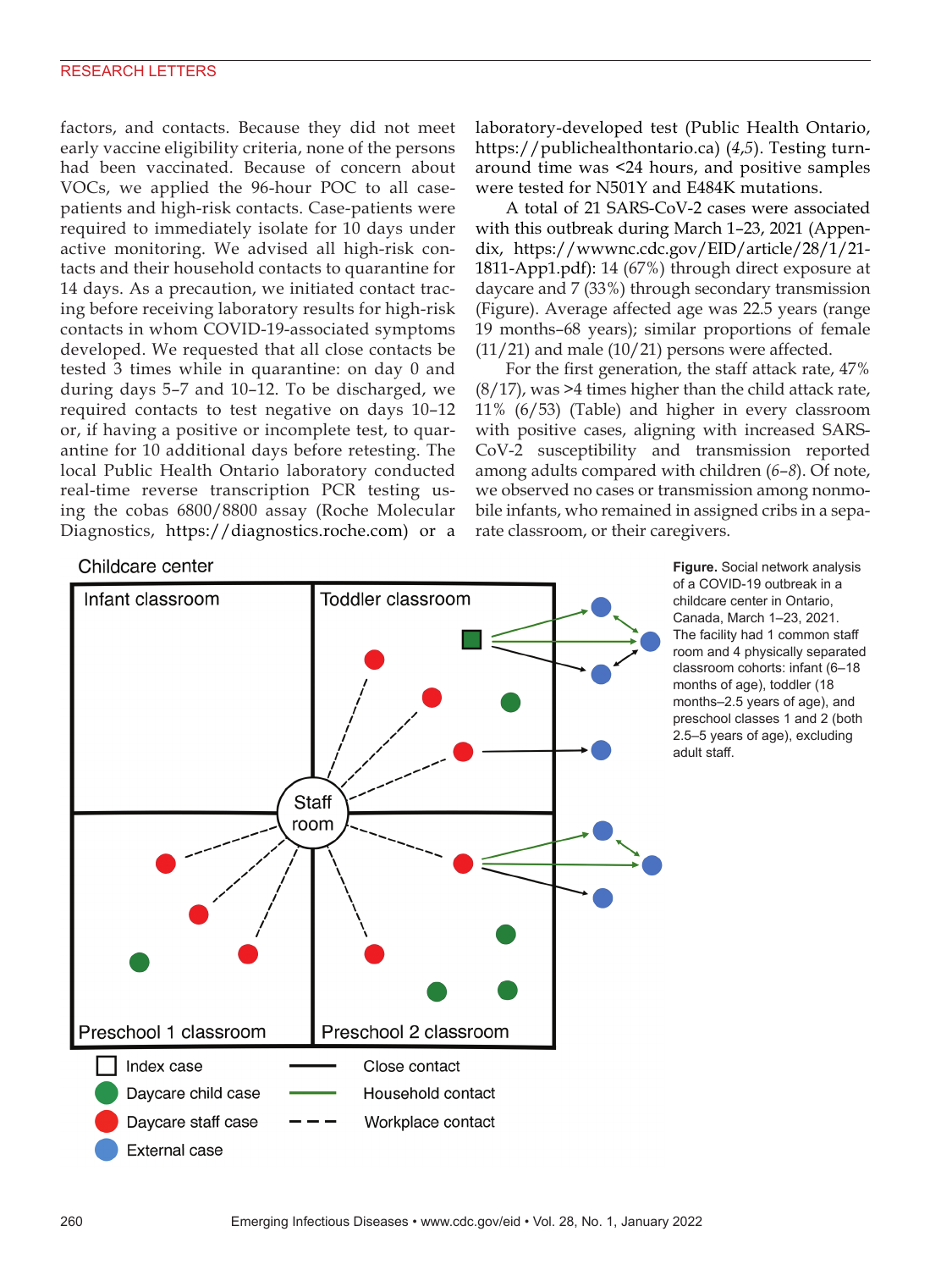factors, and contacts. Because they did not meet early vaccine eligibility criteria, none of the persons had been vaccinated. Because of concern about VOCs, we applied the 96-hour POC to all case-patients and high-risk contacts. Case-patients were required to immediately isolate for 10 days under active monitoring. We advised all high-risk contacts and their household contacts to quarantine for 14 days. As a precaution, we initiated contact tracing before receiving laboratory results for high-risk contacts in whom COVID-19-associated symptoms developed. We requested that all close contacts be tested 3 times while in quarantine: on day 0 and during days 5–7 and 10–12. To be discharged, we required contacts to test negative on days 10–12 or, if having a positive or incomplete test, to quarantine for 10 additional days before retesting. The local Public Health Ontario laboratory conducted real-time reverse transcription PCR testing using the cobas 6800/8800 assay (Roche Molecular Diagnostics, https://diagnostics.roche.com) or a laboratory-developed test (Public Health Ontario, https://publichealthontario.ca) (*4*,*5*). Testing turnaround time was <24 hours, and positive samples were tested for N501Y and E484K mutations.

A total of 21 SARS-CoV-2 cases were associated with this outbreak during March 1–23, 2021 (Appendix, https://wwwnc.cdc.gov/EID/article/28/1/21-1811-App1.pdf): 14 (67%) through direct exposure at daycare and 7 (33%) through secondary transmission (Figure). Average affected age was 22.5 years (range 19 months–68 years); similar proportions of female (11/21) and male (10/21) persons were affected.

For the first generation, the staff attack rate, 47% (8/17), was >4 times higher than the child attack rate, 11% (6/53) (Table) and higher in every classroom with positive cases, aligning with increased SARS-CoV-2 susceptibility and transmission reported among adults compared with children (*6*–*8*). Of note, we observed no cases or transmission among nonmobile infants, who remained in assigned cribs in a separate classroom, or their caregivers.

**Figure.** Social network analysis of a COVID-19 outbreak in a childcare center in Ontario, Canada, March 1–23, 2021. The facility had 1 common staff room and 4 physically separated classroom cohorts: infant (6–18 months of age), toddler (18 months–2.5 years of age), and preschool classes 1 and 2 (both 2.5–5 years of age), excluding adult staff.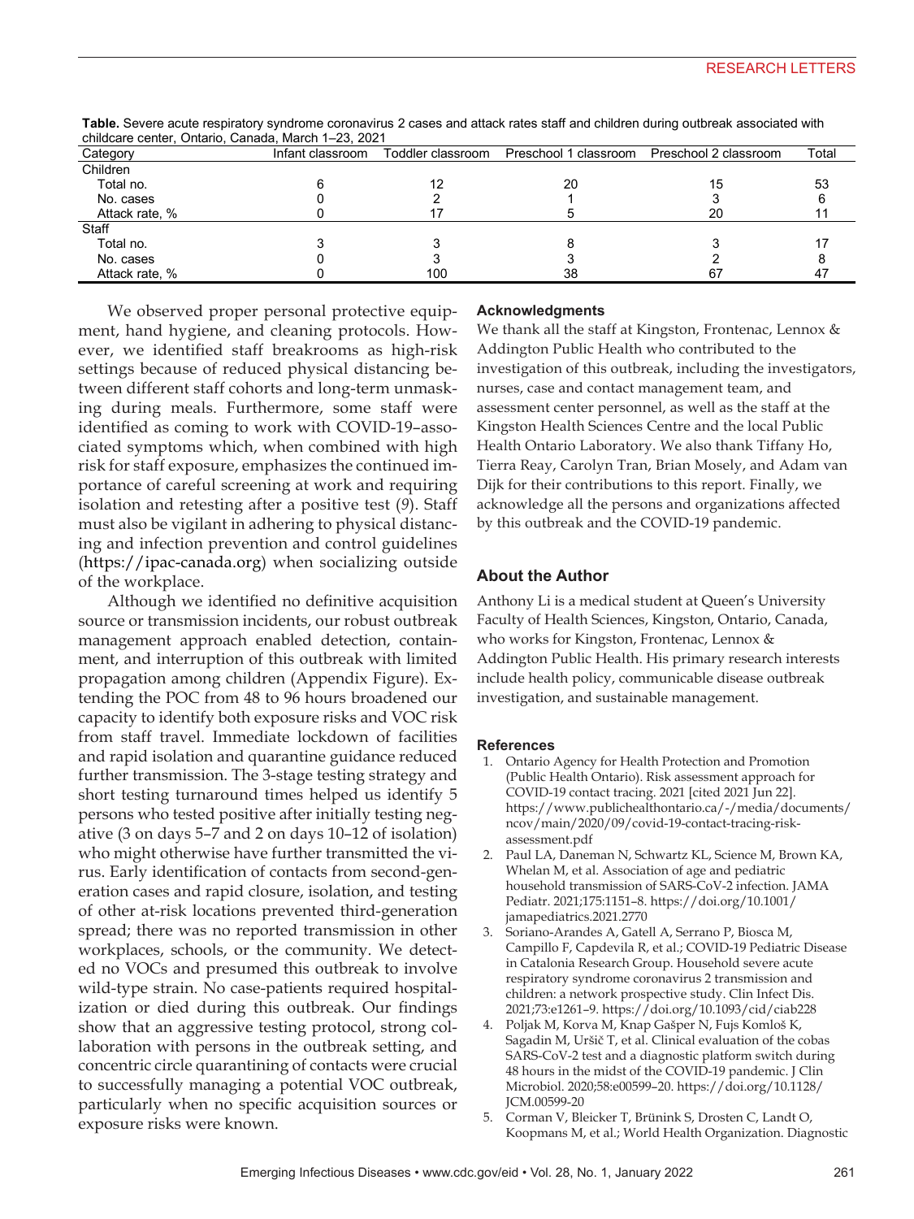**Table.** Severe acute respiratory syndrome coronavirus 2 cases and attack rates staff and children during outbreak associated with childcare center, Ontario, Canada, March 1–23, 2021

| Category | Infant classroom | Toddler classroom | Preschool 1 classroom | Preschool 2 classroom | Total |
|---|---|---|---|---|---|
| Children | | | | | |
| Total no. | 6 | 12 | 20 | 15 | 53 |
| No. cases | 0 | 2 | 1 | 3 | 6 |
| Attack rate, % | 0 | 17 | 5 | 20 | 11 |
| Staff | | | | | |
| Total no. | 3 | 3 | 8 | 3 | 17 |
| No. cases | 0 | 3 | 3 | 2 | 8 |
| Attack rate, % | 0 | 100 | 38 | 67 | 47 |

We observed proper personal protective equipment, hand hygiene, and cleaning protocols. However, we identified staff breakrooms as high-risk settings because of reduced physical distancing between different staff cohorts and long-term unmasking during meals. Furthermore, some staff were identified as coming to work with COVID-19–associated symptoms which, when combined with high risk for staff exposure, emphasizes the continued importance of careful screening at work and requiring isolation and retesting after a positive test (*9*). Staff must also be vigilant in adhering to physical distancing and infection prevention and control guidelines (https://ipac-canada.org) when socializing outside of the workplace.

Although we identified no definitive acquisition source or transmission incidents, our robust outbreak management approach enabled detection, containment, and interruption of this outbreak with limited propagation among children (Appendix Figure). Extending the POC from 48 to 96 hours broadened our capacity to identify both exposure risks and VOC risk from staff travel. Immediate lockdown of facilities and rapid isolation and quarantine guidance reduced further transmission. The 3-stage testing strategy and short testing turnaround times helped us identify 5 persons who tested positive after initially testing negative (3 on days 5–7 and 2 on days 10–12 of isolation) who might otherwise have further transmitted the virus. Early identification of contacts from second-generation cases and rapid closure, isolation, and testing of other at-risk locations prevented third-generation spread; there was no reported transmission in other workplaces, schools, or the community. We detected no VOCs and presumed this outbreak to involve wild-type strain. No case-patients required hospitalization or died during this outbreak. Our findings show that an aggressive testing protocol, strong collaboration with persons in the outbreak setting, and concentric circle quarantining of contacts were crucial to successfully managing a potential VOC outbreak, particularly when no specific acquisition sources or exposure risks were known.

## Acknowledgments

We thank all the staff at Kingston, Frontenac, Lennox & Addington Public Health who contributed to the investigation of this outbreak, including the investigators, nurses, case and contact management team, and assessment center personnel, as well as the staff at the Kingston Health Sciences Centre and the local Public Health Ontario Laboratory. We also thank Tiffany Ho, Tierra Reay, Carolyn Tran, Brian Mosely, and Adam van Dijk for their contributions to this report. Finally, we acknowledge all the persons and organizations affected by this outbreak and the COVID-19 pandemic.

## About the Author

Anthony Li is a medical student at Queen's University Faculty of Health Sciences, Kingston, Ontario, Canada, who works for Kingston, Frontenac, Lennox & Addington Public Health. His primary research interests include health policy, communicable disease outbreak investigation, and sustainable management.

## References

1. Ontario Agency for Health Protection and Promotion (Public Health Ontario). Risk assessment approach for COVID-19 contact tracing. 2021 [cited 2021 Jun 22]. https://www.publichealthontario.ca/-/media/documents/ncov/main/2020/09/covid-19-contact-tracing-risk-assessment.pdf
2. Paul LA, Daneman N, Schwartz KL, Science M, Brown KA, Whelan M, et al. Association of age and pediatric household transmission of SARS-CoV-2 infection. JAMA Pediatr. 2021;175:1151–8. https://doi.org/10.1001/jamapediatrics.2021.2770
3. Soriano-Arandes A, Gatell A, Serrano P, Biosca M, Campillo F, Capdevila R, et al.; COVID-19 Pediatric Disease in Catalonia Research Group. Household severe acute respiratory syndrome coronavirus 2 transmission and children: a network prospective study. Clin Infect Dis. 2021;73:e1261–9. https://doi.org/10.1093/cid/ciab228
4. Poljak M, Korva M, Knap Gašper N, Fujs Komloš K, Sagadin M, Uršič T, et al. Clinical evaluation of the cobas SARS-CoV-2 test and a diagnostic platform switch during 48 hours in the midst of the COVID-19 pandemic. J Clin Microbiol. 2020;58:e00599–20. https://doi.org/10.1128/JCM.00599-20
5. Corman V, Bleicker T, Brünink S, Drosten C, Landt O, Koopmans M, et al.; World Health Organization. Diagnostic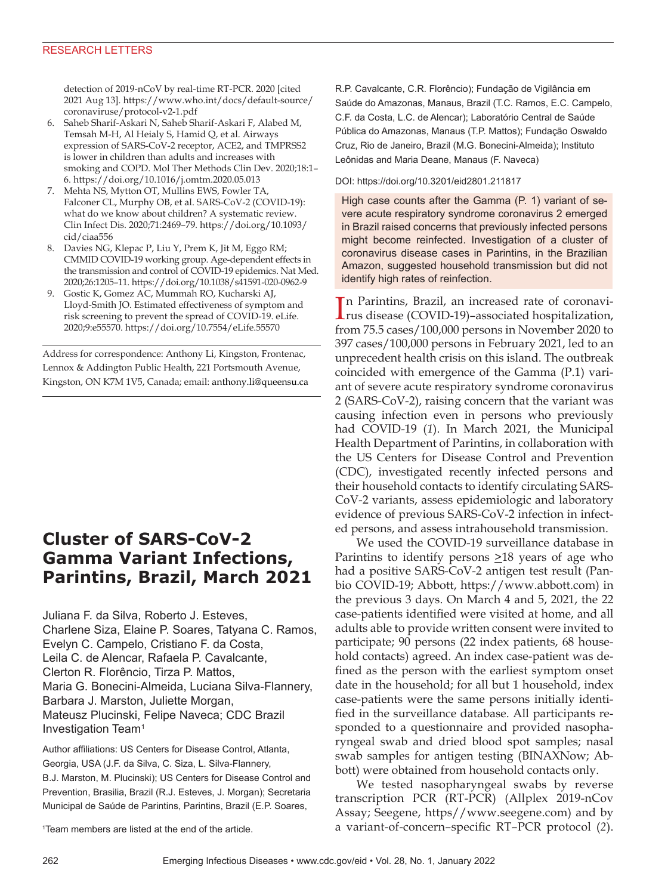detection of 2019-nCoV by real-time RT-PCR. 2020 [cited 2021 Aug 13]. https://www.who.int/docs/default-source/coronaviruse/protocol-v2-1.pdf

6. Saheb Sharif-Askari N, Saheb Sharif-Askari F, Alabed M, Temsah M-H, Al Heialy S, Hamid Q, et al. Airways expression of SARS-CoV-2 receptor, ACE2, and TMPRSS2 is lower in children than adults and increases with smoking and COPD. Mol Ther Methods Clin Dev. 2020;18:1–6. https://doi.org/10.1016/j.omtm.2020.05.013
7. Mehta NS, Mytton OT, Mullins EWS, Fowler TA, Falconer CL, Murphy OB, et al. SARS-CoV-2 (COVID-19): what do we know about children? A systematic review. Clin Infect Dis. 2020;71:2469–79. https://doi.org/10.1093/cid/ciaa556
8. Davies NG, Klepac P, Liu Y, Prem K, Jit M, Eggo RM; CMMID COVID-19 working group. Age-dependent effects in the transmission and control of COVID-19 epidemics. Nat Med. 2020;26:1205–11. https://doi.org/10.1038/s41591-020-0962-9
9. Gostic K, Gomez AC, Mummah RO, Kucharski AJ, Lloyd-Smith JO. Estimated effectiveness of symptom and risk screening to prevent the spread of COVID-19. eLife. 2020;9:e55570. https://doi.org/10.7554/eLife.55570

Address for correspondence: Anthony Li, Kingston, Frontenac, Lennox & Addington Public Health, 221 Portsmouth Avenue, Kingston, ON K7M 1V5, Canada; email: anthony.li@queensu.ca

# Cluster of SARS-CoV-2 Gamma Variant Infections, Parintins, Brazil, March 2021

Juliana F. da Silva, Roberto J. Esteves, Charlene Siza, Elaine P. Soares, Tatyana C. Ramos, Evelyn C. Campelo, Cristiano F. da Costa, Leila C. de Alencar, Rafaela P. Cavalcante, Clerton R. Florêncio, Tirza P. Mattos, Maria G. Bonecini-Almeida, Luciana Silva-Flannery, Barbara J. Marston, Juliette Morgan, Mateusz Plucinski, Felipe Naveca; CDC Brazil Investigation Team[1]

Author affiliations: US Centers for Disease Control, Atlanta, Georgia, USA (J.F. da Silva, C. Siza, L. Silva-Flannery, B.J. Marston, M. Plucinski); US Centers for Disease Control and Prevention, Brasilia, Brazil (R.J. Esteves, J. Morgan); Secretaria Municipal de Saúde de Parintins, Parintins, Brazil (E.P. Soares, R.P. Cavalcante, C.R. Florêncio); Fundação de Vigilância em Saúde do Amazonas, Manaus, Brazil (T.C. Ramos, E.C. Campelo, C.F. da Costa, L.C. de Alencar); Laboratório Central de Saúde Pública do Amazonas, Manaus (T.P. Mattos); Fundação Oswaldo Cruz, Rio de Janeiro, Brazil (M.G. Bonecini-Almeida); Instituto Leônidas and Maria Deane, Manaus (F. Naveca)

[1]Team members are listed at the end of the article.

DOI: https://doi.org/10.3201/eid2801.211817

High case counts after the Gamma (P. 1) variant of severe acute respiratory syndrome coronavirus 2 emerged in Brazil raised concerns that previously infected persons might become reinfected. Investigation of a cluster of coronavirus disease cases in Parintins, in the Brazilian Amazon, suggested household transmission but did not identify high rates of reinfection.

In Parintins, Brazil, an increased rate of coronavirus disease (COVID-19)–associated hospitalization, from 75.5 cases/100,000 persons in November 2020 to 397 cases/100,000 persons in February 2021, led to an unprecedent health crisis on this island. The outbreak coincided with emergence of the Gamma (P.1) variant of severe acute respiratory syndrome coronavirus 2 (SARS-CoV-2), raising concern that the variant was causing infection even in persons who previously had COVID-19 (*1*). In March 2021, the Municipal Health Department of Parintins, in collaboration with the US Centers for Disease Control and Prevention (CDC), investigated recently infected persons and their household contacts to identify circulating SARS-CoV-2 variants, assess epidemiologic and laboratory evidence of previous SARS-CoV-2 infection in infected persons, and assess intrahousehold transmission.

We used the COVID-19 surveillance database in Parintins to identify persons ≥18 years of age who had a positive SARS-CoV-2 antigen test result (Panbio COVID-19; Abbott, https://www.abbott.com) in the previous 3 days. On March 4 and 5, 2021, the 22 case-patients identified were visited at home, and all adults able to provide written consent were invited to participate; 90 persons (22 index patients, 68 household contacts) agreed. An index case-patient was defined as the person with the earliest symptom onset date in the household; for all but 1 household, index case-patients were the same persons initially identified in the surveillance database. All participants responded to a questionnaire and provided nasopharyngeal swab and dried blood spot samples; nasal swab samples for antigen testing (BINAXNow; Abbott) were obtained from household contacts only.

We tested nasopharyngeal swabs by reverse transcription PCR (RT-PCR) (Allplex 2019-nCov Assay; Seegene, https//www.seegene.com) and by a variant-of-concern–specific RT–PCR protocol (*2*).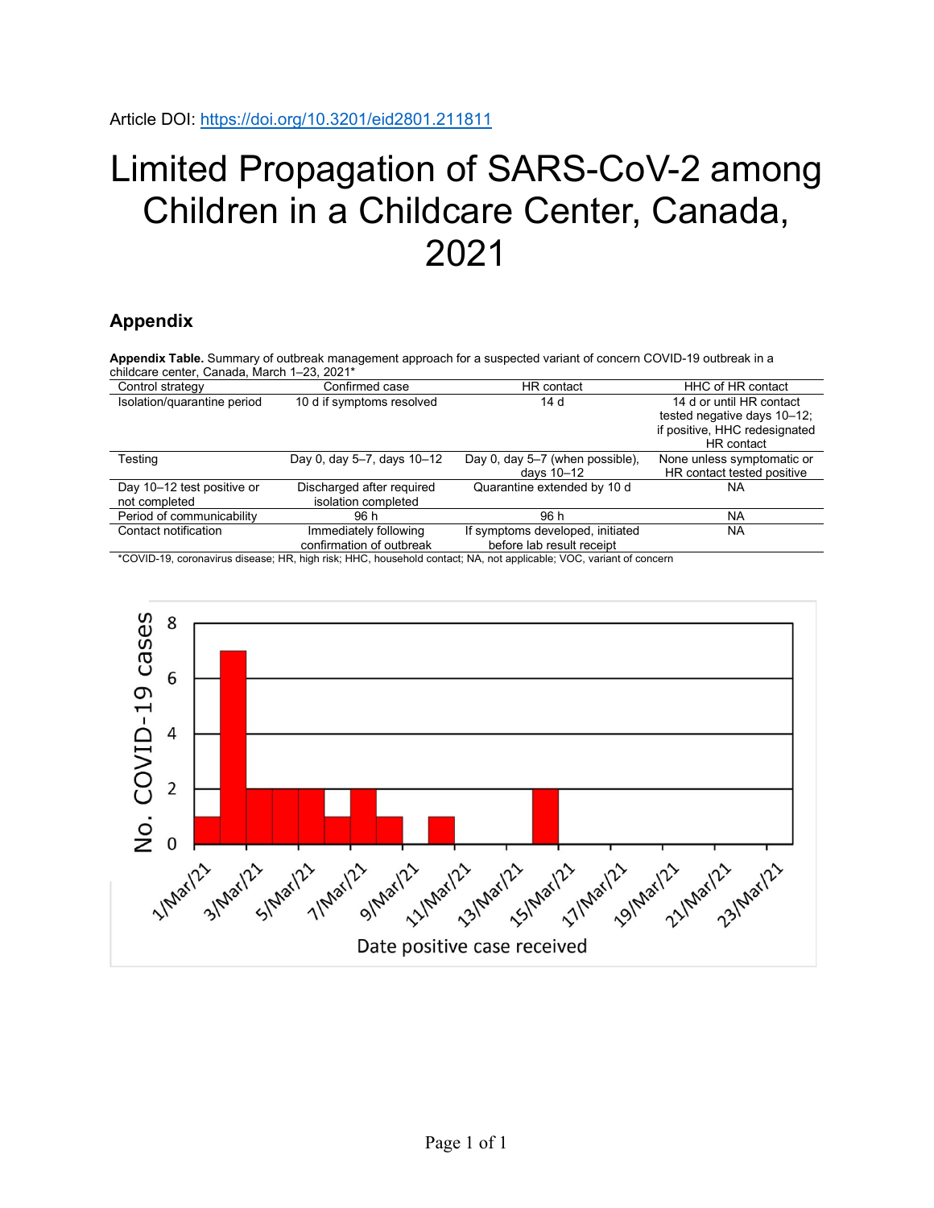Article DOI: https://doi.org/10.3201/eid2801.211811

# Limited Propagation of SARS-CoV-2 among Children in a Childcare Center, Canada, 2021

## Appendix

**Appendix Table.** Summary of outbreak management approach for a suspected variant of concern COVID-19 outbreak in a childcare center, Canada, March 1–23, 2021*

| Control strategy | Confirmed case | HR contact | HHC of HR contact |
|---|---|---|---|
| Isolation/quarantine period | 10 d if symptoms resolved | 14 d | 14 d or until HR contact tested negative days 10–12; if positive, HHC redesignated HR contact |
| Testing | Day 0, day 5–7, days 10–12 | Day 0, day 5–7 (when possible), days 10–12 | None unless symptomatic or HR contact tested positive |
| Day 10–12 test positive or not completed | Discharged after required isolation completed | Quarantine extended by 10 d | NA |
| Period of communicability | 96 h | 96 h | NA |
| Contact notification | Immediately following confirmation of outbreak | If symptoms developed, initiated before lab result receipt | NA |

*COVID-19, coronavirus disease; HR, high risk; HHC, household contact; NA, not applicable; VOC, variant of concern

No. COVID-19 cases

0
2
4
6
8

1/Mar/21
3/Mar/21
5/Mar/21
7/Mar/21
9/Mar/21
11/Mar/21
13/Mar/21
15/Mar/21
17/Mar/21
19/Mar/21
21/Mar/21
23/Mar/21

Date positive case received